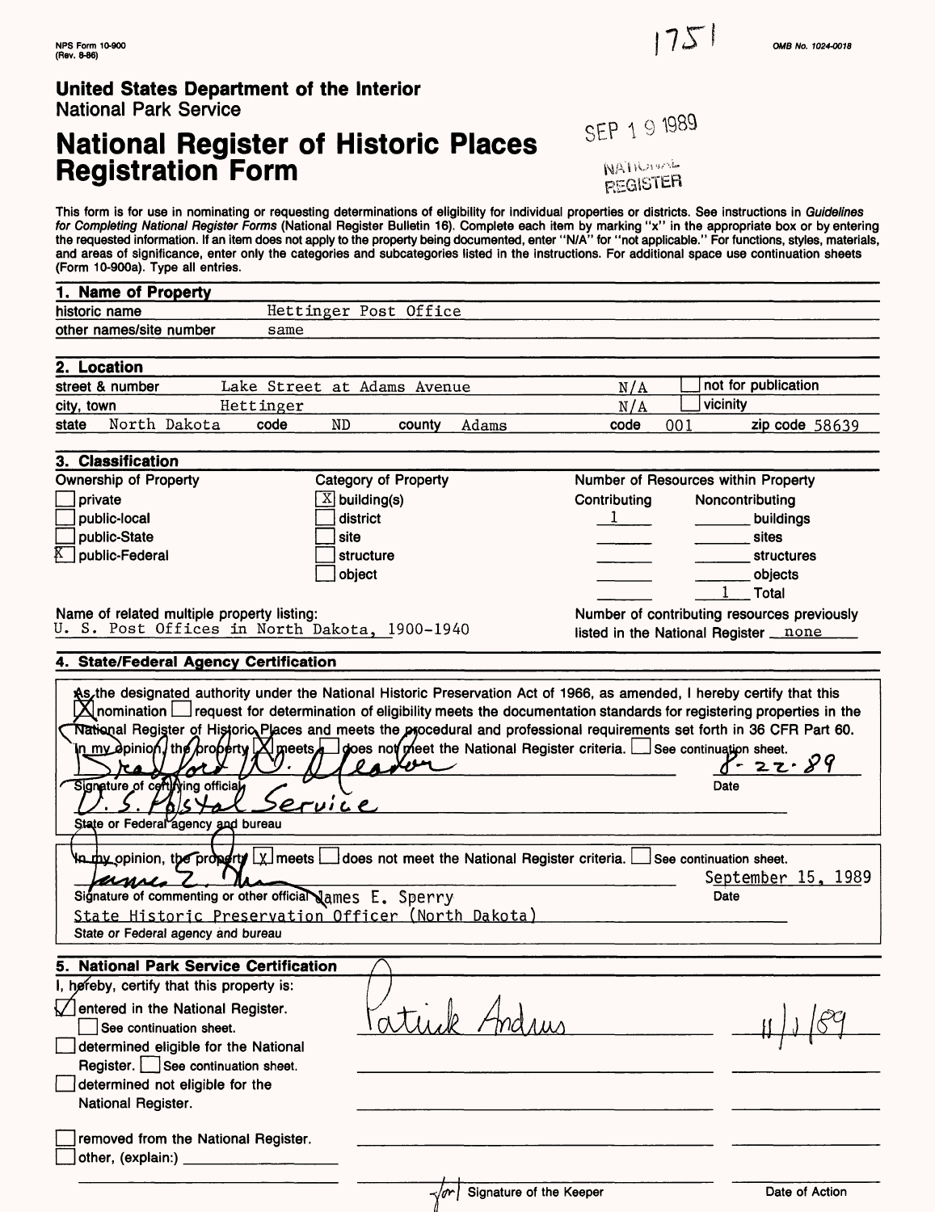NPS Form 10-900
(Rev. 8-86)

1751

OMB No. 1024-0018

**United States Department of the Interior**
National Park Service

# National Register of Historic Places Registration Form

SEP 19 1989

NATIONAL REGISTER

This form is for use in nominating or requesting determinations of eligibility for individual properties or districts. See instructions in *Guidelines for Completing National Register Forms* (National Register Bulletin 16). Complete each item by marking "x" in the appropriate box or by entering the requested information. If an item does not apply to the property being documented, enter "N/A" for "not applicable." For functions, styles, materials, and areas of significance, enter only the categories and subcategories listed in the instructions. For additional space use continuation sheets (Form 10-900a). Type all entries.

## 1. Name of Property

historic name: Hettinger Post Office
other names/site number: same

## 2. Location

street & number: Lake Street at Adams Avenue — N/A — [ ] not for publication
city, town: Hettinger — N/A — [ ] vicinity
state: North Dakota — code: ND — county: Adams — code: 001 — zip code: 58639

## 3. Classification

| Ownership of Property | Category of Property | Number of Resources within Property | | |
|---|---|---|---|---|
| | | Contributing | Noncontributing | |
| [ ] private | [X] building(s) | 1 | | buildings |
| [ ] public-local | [ ] district | | | sites |
| [ ] public-State | [ ] site | | | structures |
| [X] public-Federal | [ ] structure | | | objects |
| | [ ] object | 1 | | Total |

Name of related multiple property listing:
U. S. Post Offices in North Dakota, 1900-1940

Number of contributing resources previously listed in the National Register: none

## 4. State/Federal Agency Certification

As the designated authority under the National Historic Preservation Act of 1966, as amended, I hereby certify that this [X] nomination [ ] request for determination of eligibility meets the documentation standards for registering properties in the National Register of Historic Places and meets the procedural and professional requirements set forth in 36 CFR Part 60. In my opinion, the property [X] meets [ ] does not meet the National Register criteria. [ ] See continuation sheet.

Signature of certifying official: *Bradford W. Gleason* — Date: 8-22-89

State or Federal agency and bureau: *U. S. Postal Service*

In my opinion, the property [X] meets [ ] does not meet the National Register criteria. [ ] See continuation sheet.

Signature of commenting or other official: James E. Sperry — Date: September 15, 1989

State or Federal agency and bureau: State Historic Preservation Officer (North Dakota)

## 5. National Park Service Certification

I, hereby, certify that this property is:

- [X] entered in the National Register. [ ] See continuation sheet. — *Patrick Andrus* — 11/1/89
- [ ] determined eligible for the National Register. [ ] See continuation sheet.
- [ ] determined not eligible for the National Register.
- [ ] removed from the National Register.
- [ ] other, (explain:)

*for* Signature of the Keeper — Date of Action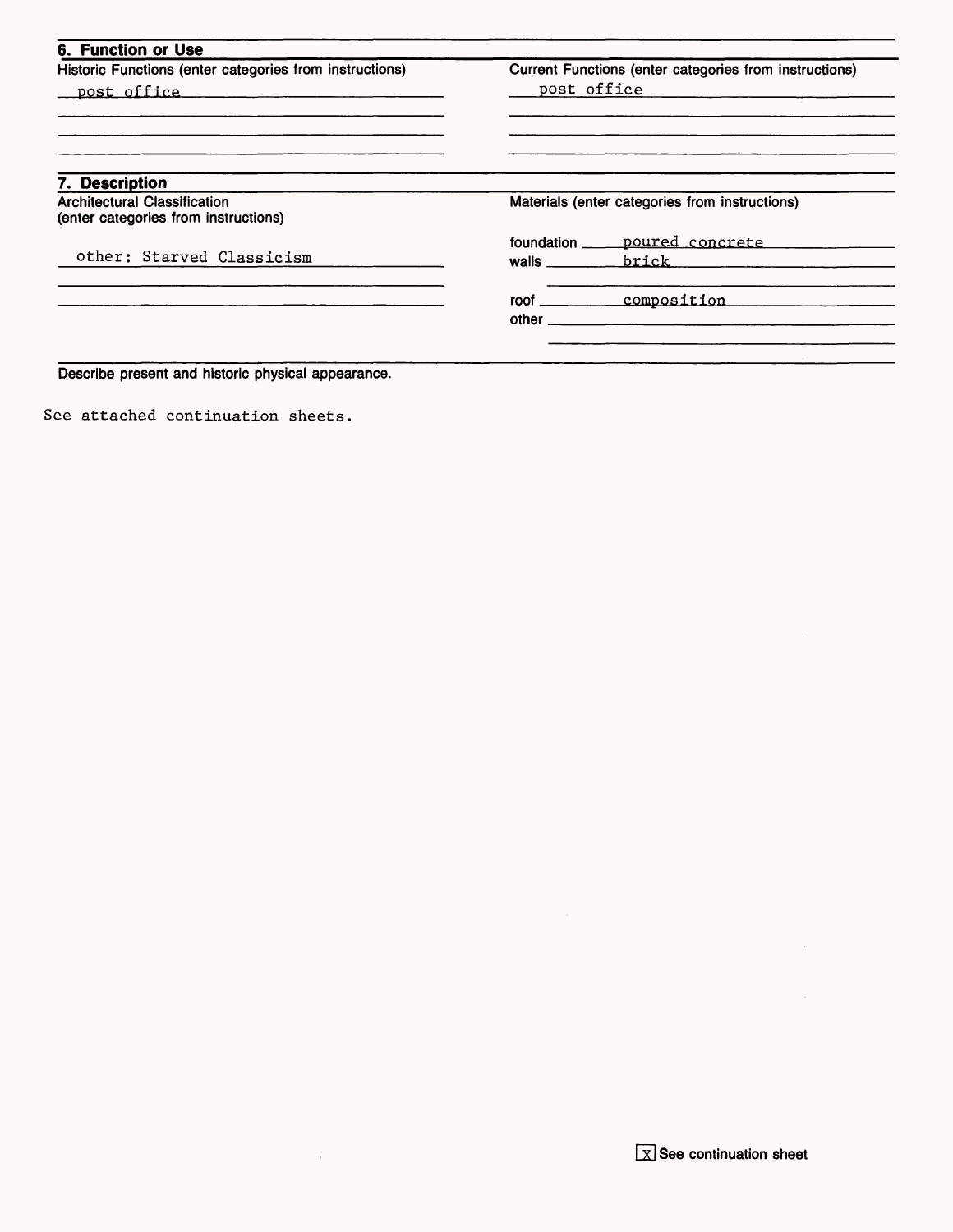## 6. Function or Use

| Historic Functions (enter categories from instructions) | Current Functions (enter categories from instructions) |
| --- | --- |
| post office | post office |

## 7. Description

| Architectural Classification (enter categories from instructions) | Materials (enter categories from instructions) |
| --- | --- |
| other: Starved Classicism | foundation: poured concrete |
| | walls: brick |
| | roof: composition |
| | other: |

Describe present and historic physical appearance.

See attached continuation sheets.

[X] See continuation sheet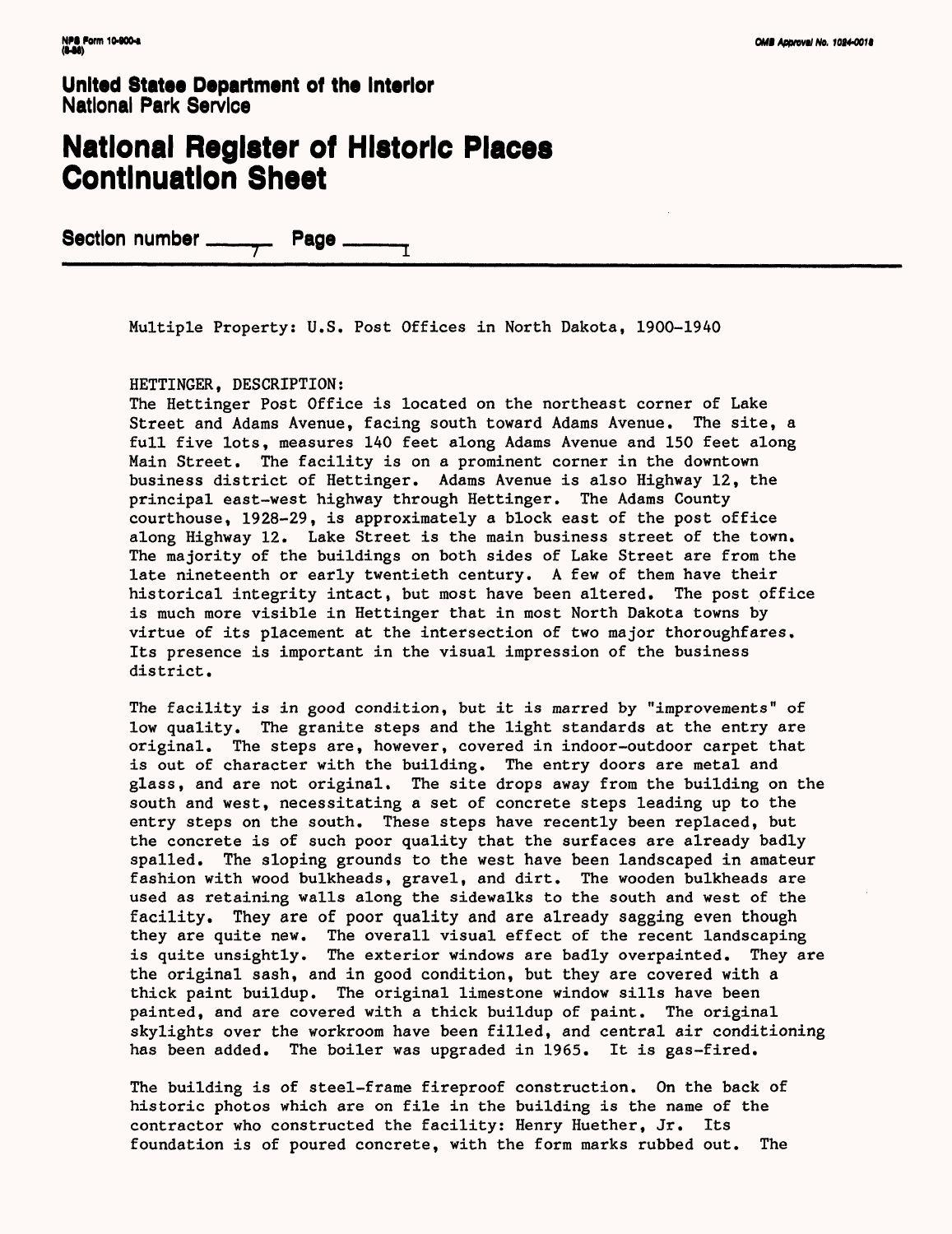United States Department of the Interior
National Park Service

# National Register of Historic Places Continuation Sheet

Section number 7 Page 1

Multiple Property: U.S. Post Offices in North Dakota, 1900-1940

HETTINGER, DESCRIPTION:
The Hettinger Post Office is located on the northeast corner of Lake Street and Adams Avenue, facing south toward Adams Avenue. The site, a full five lots, measures 140 feet along Adams Avenue and 150 feet along Main Street. The facility is on a prominent corner in the downtown business district of Hettinger. Adams Avenue is also Highway 12, the principal east-west highway through Hettinger. The Adams County courthouse, 1928-29, is approximately a block east of the post office along Highway 12. Lake Street is the main business street of the town. The majority of the buildings on both sides of Lake Street are from the late nineteenth or early twentieth century. A few of them have their historical integrity intact, but most have been altered. The post office is much more visible in Hettinger that in most North Dakota towns by virtue of its placement at the intersection of two major thoroughfares. Its presence is important in the visual impression of the business district.

The facility is in good condition, but it is marred by "improvements" of low quality. The granite steps and the light standards at the entry are original. The steps are, however, covered in indoor-outdoor carpet that is out of character with the building. The entry doors are metal and glass, and are not original. The site drops away from the building on the south and west, necessitating a set of concrete steps leading up to the entry steps on the south. These steps have recently been replaced, but the concrete is of such poor quality that the surfaces are already badly spalled. The sloping grounds to the west have been landscaped in amateur fashion with wood bulkheads, gravel, and dirt. The wooden bulkheads are used as retaining walls along the sidewalks to the south and west of the facility. They are of poor quality and are already sagging even though they are quite new. The overall visual effect of the recent landscaping is quite unsightly. The exterior windows are badly overpainted. They are the original sash, and in good condition, but they are covered with a thick paint buildup. The original limestone window sills have been painted, and are covered with a thick buildup of paint. The original skylights over the workroom have been filled, and central air conditioning has been added. The boiler was upgraded in 1965. It is gas-fired.

The building is of steel-frame fireproof construction. On the back of historic photos which are on file in the building is the name of the contractor who constructed the facility: Henry Huether, Jr. Its foundation is of poured concrete, with the form marks rubbed out. The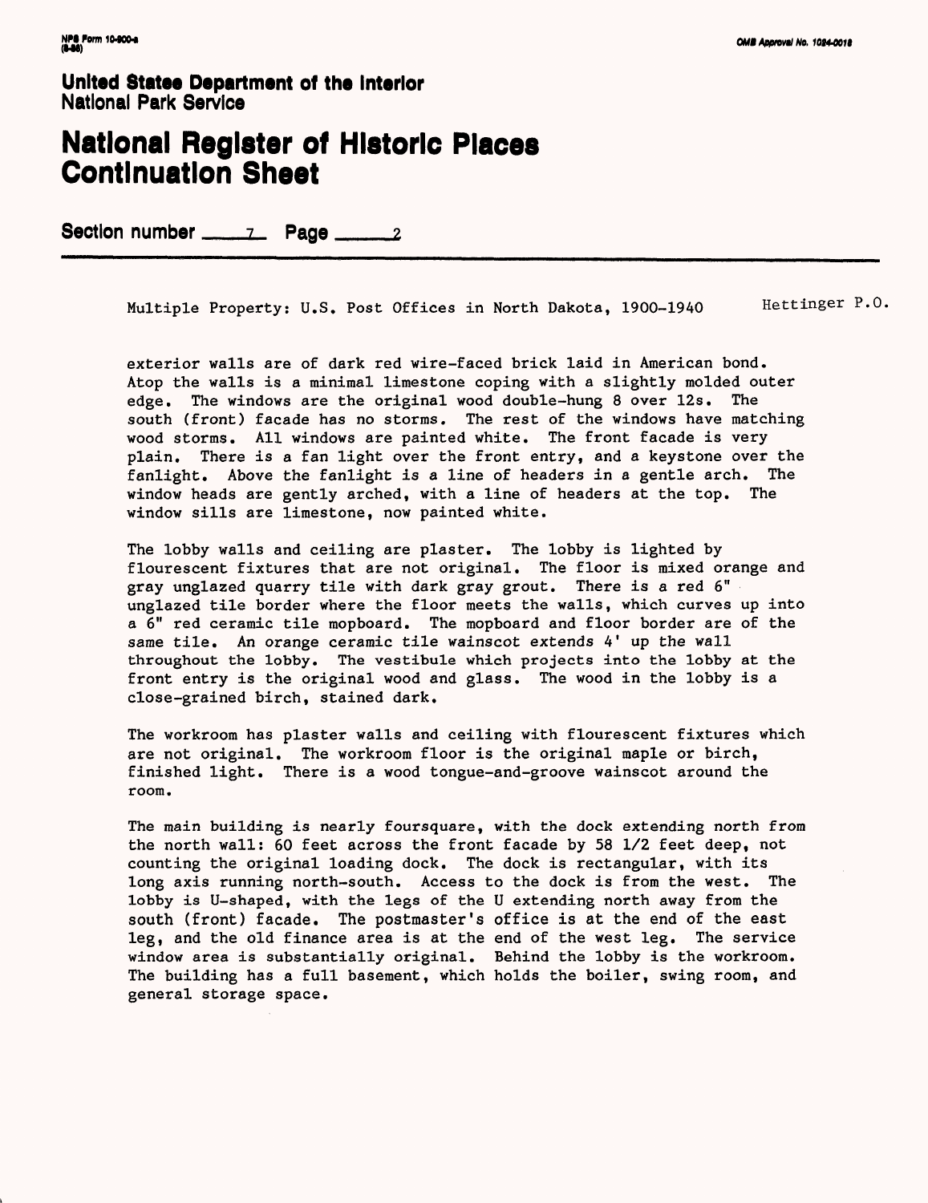Multiple Property: U.S. Post Offices in North Dakota, 1900-1940 — Hettinger P.O.

exterior walls are of dark red wire-faced brick laid in American bond. Atop the walls is a minimal limestone coping with a slightly molded outer edge. The windows are the original wood double-hung 8 over 12s. The south (front) facade has no storms. The rest of the windows have matching wood storms. All windows are painted white. The front facade is very plain. There is a fan light over the front entry, and a keystone over the fanlight. Above the fanlight is a line of headers in a gentle arch. The window heads are gently arched, with a line of headers at the top. The window sills are limestone, now painted white.

The lobby walls and ceiling are plaster. The lobby is lighted by flourescent fixtures that are not original. The floor is mixed orange and gray unglazed quarry tile with dark gray grout. There is a red 6" unglazed tile border where the floor meets the walls, which curves up into a 6" red ceramic tile mopboard. The mopboard and floor border are of the same tile. An orange ceramic tile wainscot extends 4' up the wall throughout the lobby. The vestibule which projects into the lobby at the front entry is the original wood and glass. The wood in the lobby is a close-grained birch, stained dark.

The workroom has plaster walls and ceiling with flourescent fixtures which are not original. The workroom floor is the original maple or birch, finished light. There is a wood tongue-and-groove wainscot around the room.

The main building is nearly foursquare, with the dock extending north from the north wall: 60 feet across the front facade by 58 1/2 feet deep, not counting the original loading dock. The dock is rectangular, with its long axis running north-south. Access to the dock is from the west. The lobby is U-shaped, with the legs of the U extending north away from the south (front) facade. The postmaster's office is at the end of the east leg, and the old finance area is at the end of the west leg. The service window area is substantially original. Behind the lobby is the workroom. The building has a full basement, which holds the boiler, swing room, and general storage space.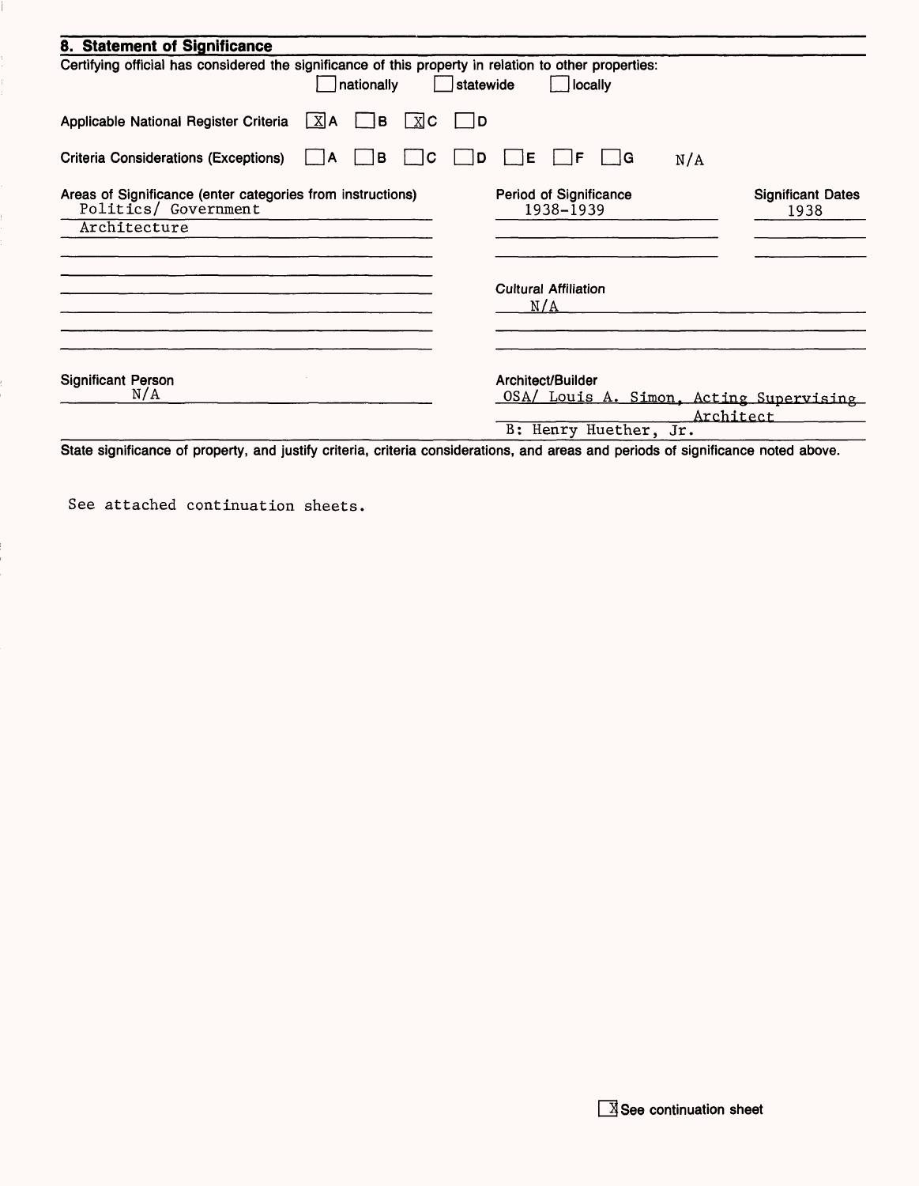## 8. Statement of Significance

Certifying official has considered the significance of this property in relation to other properties:

☐ nationally ☐ statewide ☐ locally

Applicable National Register Criteria ☒ A ☐ B ☒ C ☐ D

Criteria Considerations (Exceptions) ☐ A ☐ B ☐ C ☐ D ☐ E ☐ F ☐ G N/A

| Areas of Significance (enter categories from instructions) | Period of Significance | Significant Dates |
|---|---|---|
| Politics/ Government | 1938-1939 | 1938 |
| Architecture | | |

Cultural Affiliation
N/A

Significant Person
N/A

Architect/Builder
OSA/ Louis A. Simon, Acting Supervising Architect
B: Henry Huether, Jr.

State significance of property, and justify criteria, criteria considerations, and areas and periods of significance noted above.

See attached continuation sheets.

☒ See continuation sheet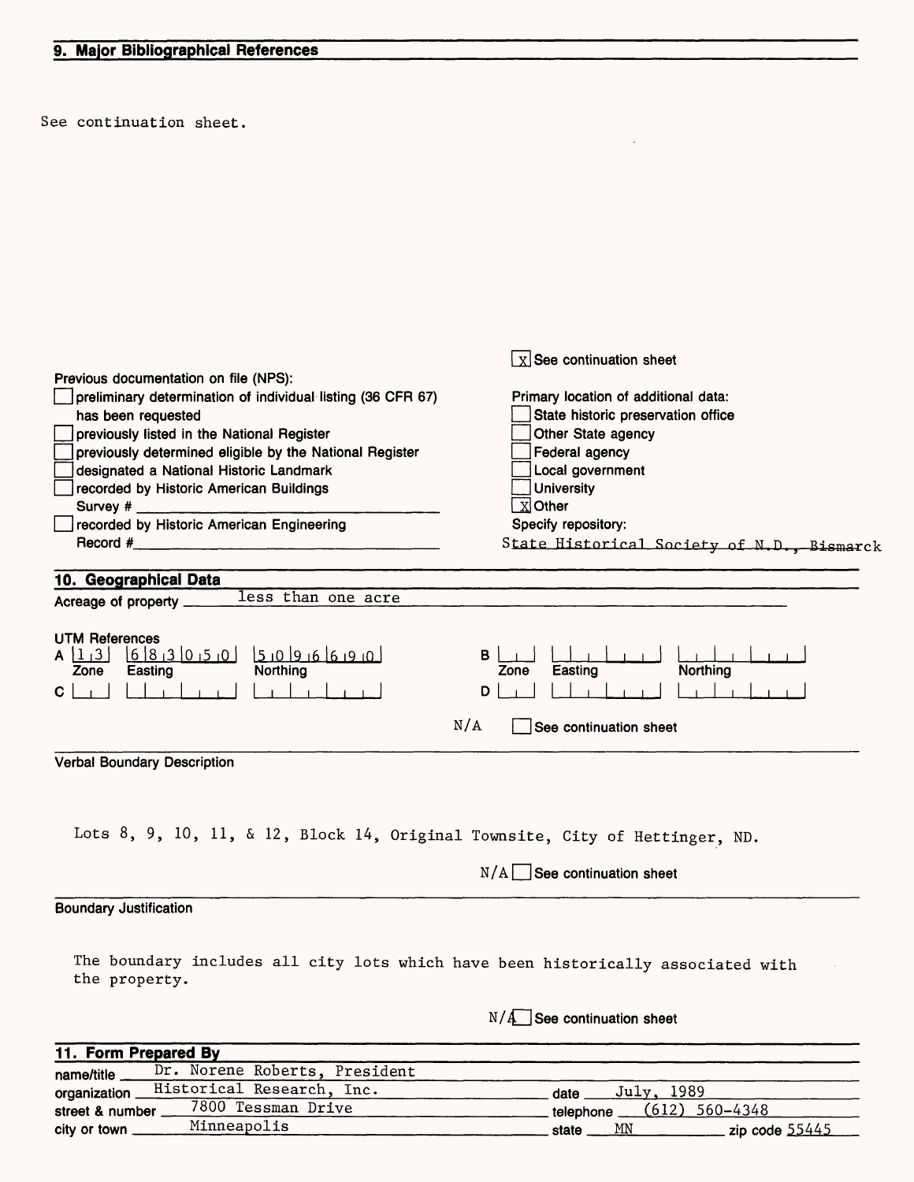## 9. Major Bibliographical References

See continuation sheet.

[X] See continuation sheet

Previous documentation on file (NPS):

- [ ] preliminary determination of individual listing (36 CFR 67) has been requested
- [ ] previously listed in the National Register
- [ ] previously determined eligible by the National Register
- [ ] designated a National Historic Landmark
- [ ] recorded by Historic American Buildings Survey # ______
- [ ] recorded by Historic American Engineering Record # ______

Primary location of additional data:

- [ ] State historic preservation office
- [ ] Other State agency
- [ ] Federal agency
- [ ] Local government
- [ ] University
- [X] Other

Specify repository:
State Historical Society of N.D., Bismarck

## 10. Geographical Data

Acreage of property: less than one acre

UTM References

| | Zone | Easting | Northing |
|---|---|---|---|
| A | 13 | 683050 | 5096690 |
| B | | | |
| C | | | |
| D | | | |

N/A [ ] See continuation sheet

**Verbal Boundary Description**

Lots 8, 9, 10, 11, & 12, Block 14, Original Townsite, City of Hettinger, ND.

N/A [ ] See continuation sheet

**Boundary Justification**

The boundary includes all city lots which have been historically associated with the property.

N/A [ ] See continuation sheet

## 11. Form Prepared By

name/title: Dr. Norene Roberts, President
organization: Historical Research, Inc. date: July, 1989
street & number: 7800 Tessman Drive telephone: (612) 560-4348
city or town: Minneapolis state: MN zip code: 55445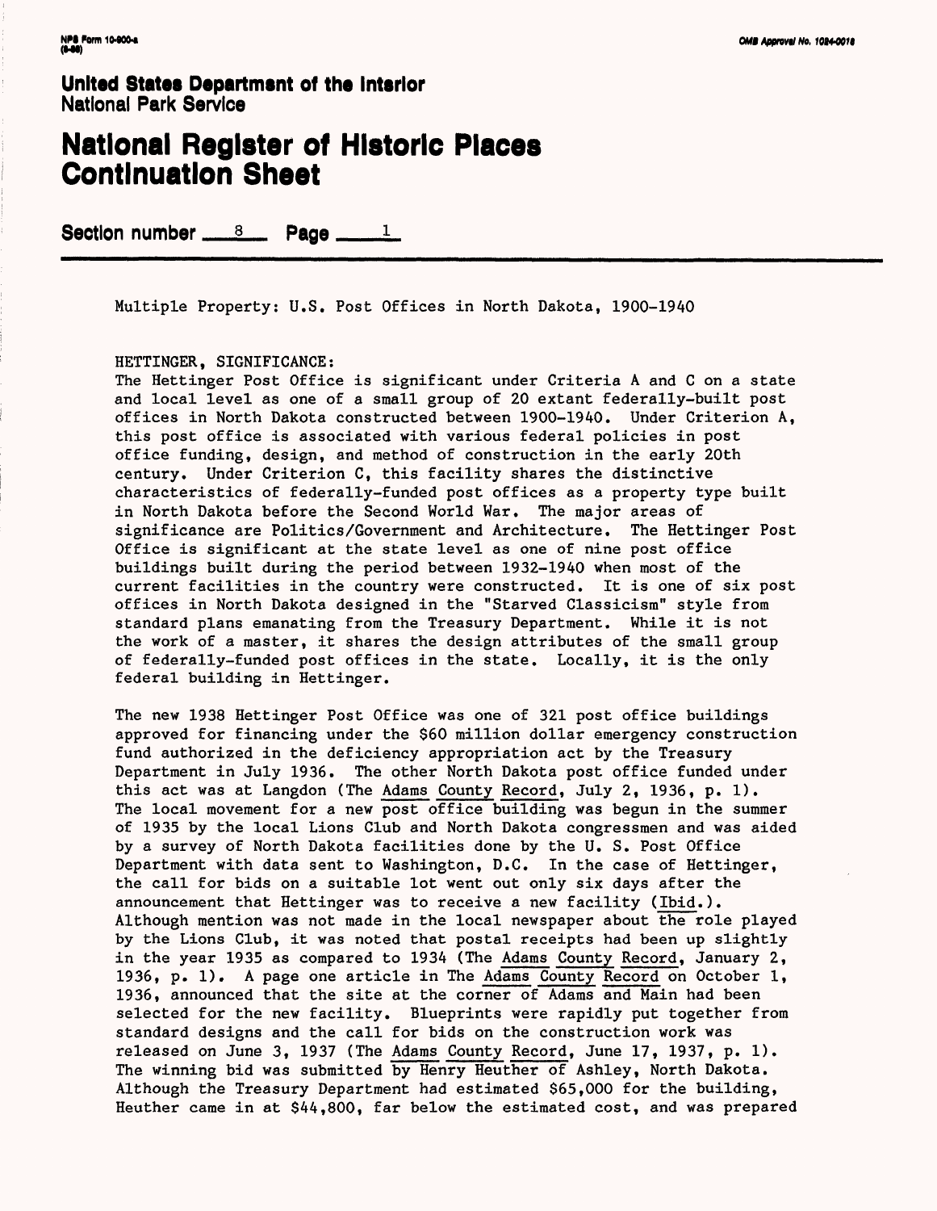**United States Department of the Interior**
National Park Service

# National Register of Historic Places Continuation Sheet

**Section number** 8 **Page** 1

Multiple Property: U.S. Post Offices in North Dakota, 1900-1940

HETTINGER, SIGNIFICANCE:
The Hettinger Post Office is significant under Criteria A and C on a state and local level as one of a small group of 20 extant federally-built post offices in North Dakota constructed between 1900-1940. Under Criterion A, this post office is associated with various federal policies in post office funding, design, and method of construction in the early 20th century. Under Criterion C, this facility shares the distinctive characteristics of federally-funded post offices as a property type built in North Dakota before the Second World War. The major areas of significance are Politics/Government and Architecture. The Hettinger Post Office is significant at the state level as one of nine post office buildings built during the period between 1932-1940 when most of the current facilities in the country were constructed. It is one of six post offices in North Dakota designed in the "Starved Classicism" style from standard plans emanating from the Treasury Department. While it is not the work of a master, it shares the design attributes of the small group of federally-funded post offices in the state. Locally, it is the only federal building in Hettinger.

The new 1938 Hettinger Post Office was one of 321 post office buildings approved for financing under the $60 million dollar emergency construction fund authorized in the deficiency appropriation act by the Treasury Department in July 1936. The other North Dakota post office funded under this act was at Langdon (The Adams County Record, July 2, 1936, p. 1). The local movement for a new post office building was begun in the summer of 1935 by the local Lions Club and North Dakota congressmen and was aided by a survey of North Dakota facilities done by the U. S. Post Office Department with data sent to Washington, D.C. In the case of Hettinger, the call for bids on a suitable lot went out only six days after the announcement that Hettinger was to receive a new facility (Ibid.). Although mention was not made in the local newspaper about the role played by the Lions Club, it was noted that postal receipts had been up slightly in the year 1935 as compared to 1934 (The Adams County Record, January 2, 1936, p. 1). A page one article in The Adams County Record on October 1, 1936, announced that the site at the corner of Adams and Main had been selected for the new facility. Blueprints were rapidly put together from standard designs and the call for bids on the construction work was released on June 3, 1937 (The Adams County Record, June 17, 1937, p. 1). The winning bid was submitted by Henry Heuther of Ashley, North Dakota. Although the Treasury Department had estimated $65,000 for the building, Heuther came in at $44,800, far below the estimated cost, and was prepared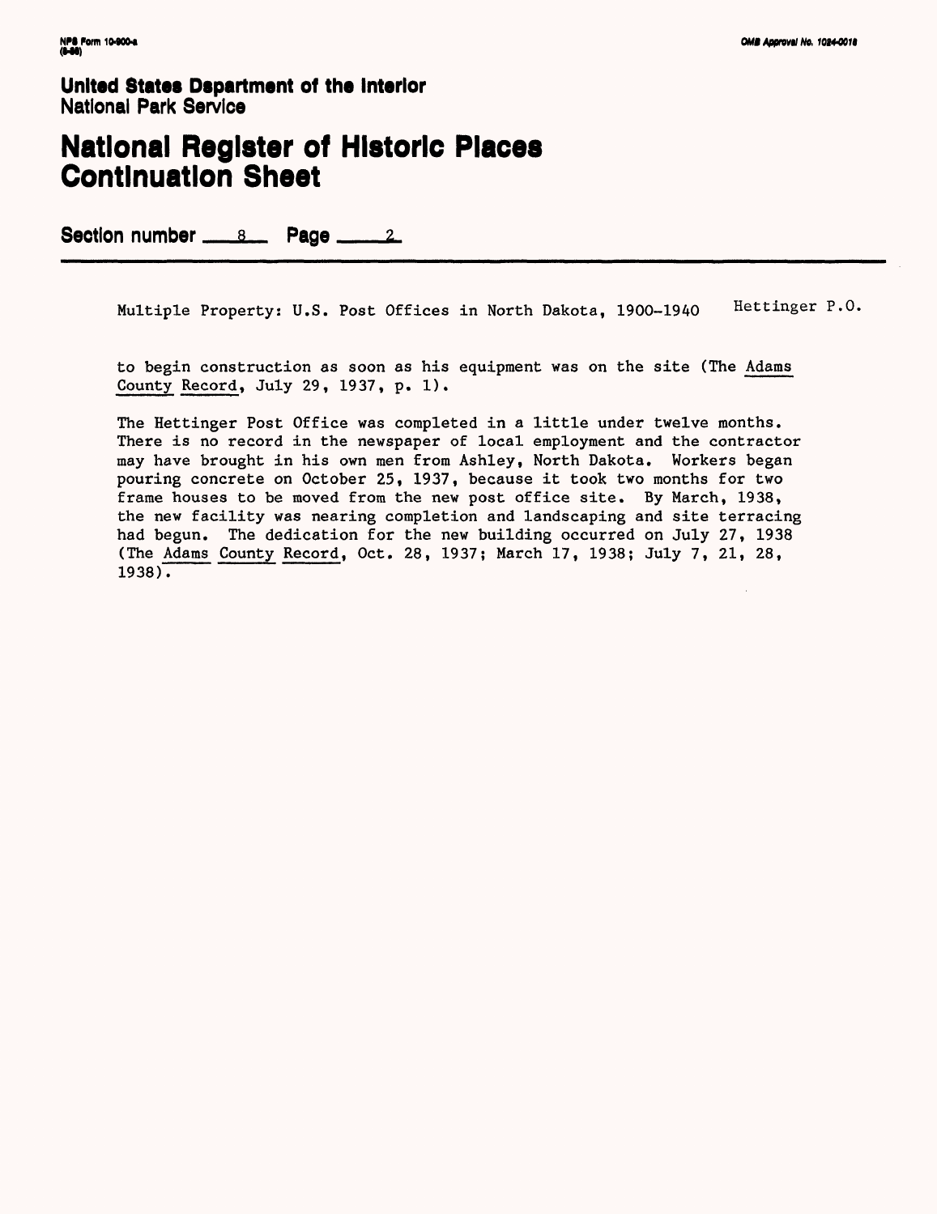United States Department of the Interior
National Park Service

# National Register of Historic Places Continuation Sheet

Section number 8 Page 2

Multiple Property: U.S. Post Offices in North Dakota, 1900-1940 Hettinger P.O.

to begin construction as soon as his equipment was on the site (The Adams County Record, July 29, 1937, p. 1).

The Hettinger Post Office was completed in a little under twelve months. There is no record in the newspaper of local employment and the contractor may have brought in his own men from Ashley, North Dakota. Workers began pouring concrete on October 25, 1937, because it took two months for two frame houses to be moved from the new post office site. By March, 1938, the new facility was nearing completion and landscaping and site terracing had begun. The dedication for the new building occurred on July 27, 1938 (The Adams County Record, Oct. 28, 1937; March 17, 1938; July 7, 21, 28, 1938).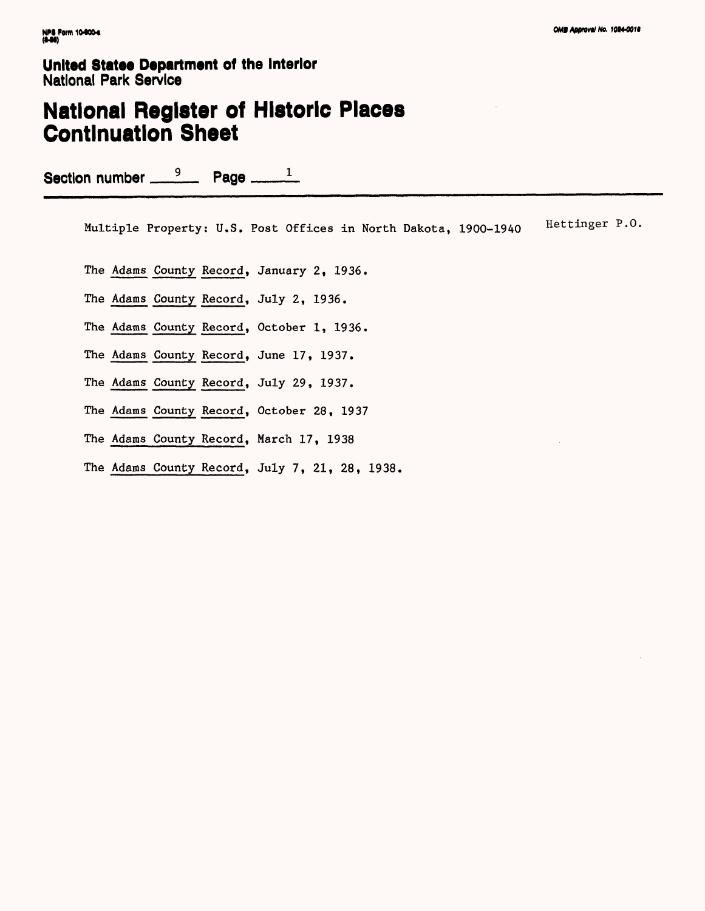**United States Department of the Interior**
**National Park Service**

# National Register of Historic Places Continuation Sheet

**Section number** 9 **Page** 1

Multiple Property: U.S. Post Offices in North Dakota, 1900-1940 Hettinger P.O.

The Adams County Record, January 2, 1936.

The Adams County Record, July 2, 1936.

The Adams County Record, October 1, 1936.

The Adams County Record, June 17, 1937.

The Adams County Record, July 29, 1937.

The Adams County Record, October 28, 1937

The Adams County Record, March 17, 1938

The Adams County Record, July 7, 21, 28, 1938.